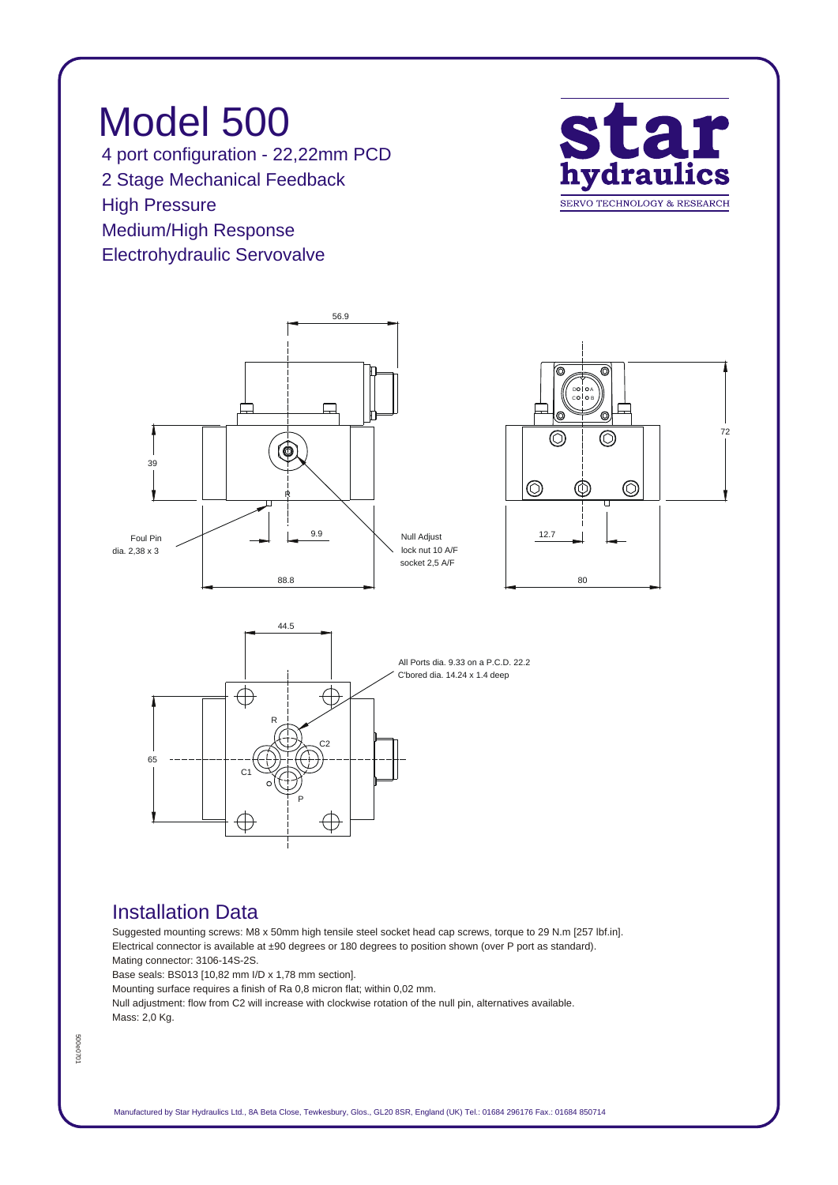# Model 500

4 port configuration - 22,22mm PCD
2 Stage Mechanical Feedback
High Pressure
Medium/High Response
Electrohydraulic Servovalve

**star hydraulics**
SERVO TECHNOLOGY & RESEARCH

56.9

39

Foul Pin dia. 2,38 x 3

9.9

Null Adjust lock nut 10 A/F socket 2,5 A/F

88.8

72

12.7

80

44.5

All Ports dia. 9.33 on a P.C.D. 22.2
C'bored dia. 14.24 x 1.4 deep

65

R C2 C1 P

## Installation Data

Suggested mounting screws: M8 x 50mm high tensile steel socket head cap screws, torque to 29 N.m [257 lbf.in].
Electrical connector is available at ±90 degrees or 180 degrees to position shown (over P port as standard).
Mating connector: 3106-14S-2S.
Base seals: BS013 [10,82 mm I/D x 1,78 mm section].
Mounting surface requires a finish of Ra 0,8 micron flat; within 0,02 mm.
Null adjustment: flow from C2 will increase with clockwise rotation of the null pin, alternatives available.
Mass: 2,0 Kg.

500e0701

Manufactured by Star Hydraulics Ltd., 8A Beta Close, Tewkesbury, Glos., GL20 8SR, England (UK) Tel.: 01684 296176 Fax.: 01684 850714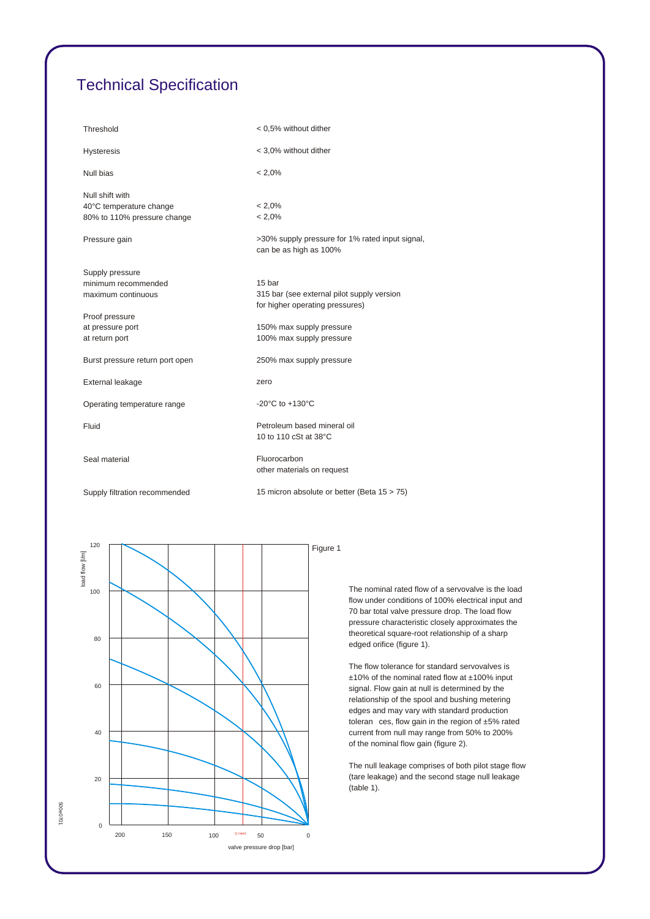# Technical Specification

| | |
|---|---|
| Threshold | < 0,5% without dither |
| Hysteresis | < 3,0% without dither |
| Null bias | < 2,0% |
| Null shift with<br>40°C temperature change<br>80% to 110% pressure change | <br>< 2,0%<br>< 2,0% |
| Pressure gain | >30% supply pressure for 1% rated input signal, can be as high as 100% |
| Supply pressure<br>minimum recommended<br>maximum continuous | <br>15 bar<br>315 bar (see external pilot supply version for higher operating pressures) |
| Proof pressure<br>at pressure port<br>at return port | <br>150% max supply pressure<br>100% max supply pressure |
| Burst pressure return port open | 250% max supply pressure |
| External leakage | zero |
| Operating temperature range | -20°C to +130°C |
| Fluid | Petroleum based mineral oil<br>10 to 110 cSt at 38°C |
| Seal material | Fluorocarbon<br>other materials on request |
| Supply filtration recommended | 15 micron absolute or better (Beta 15 > 75) |

Figure 1

The nominal rated flow of a servovalve is the load flow under conditions of 100% electrical input and 70 bar total valve pressure drop. The load flow pressure characteristic closely approximates the theoretical square-root relationship of a sharp edged orifice (figure 1).

The flow tolerance for standard servovalves is ±10% of the nominal rated flow at ±100% input signal. Flow gain at null is determined by the relationship of the spool and bushing metering edges and may vary with standard production tolerances, flow gain in the region of ±5% rated current from null may range from 50% to 200% of the nominal flow gain (figure 2).

The null leakage comprises of both pilot stage flow (tare leakage) and the second stage null leakage (table 1).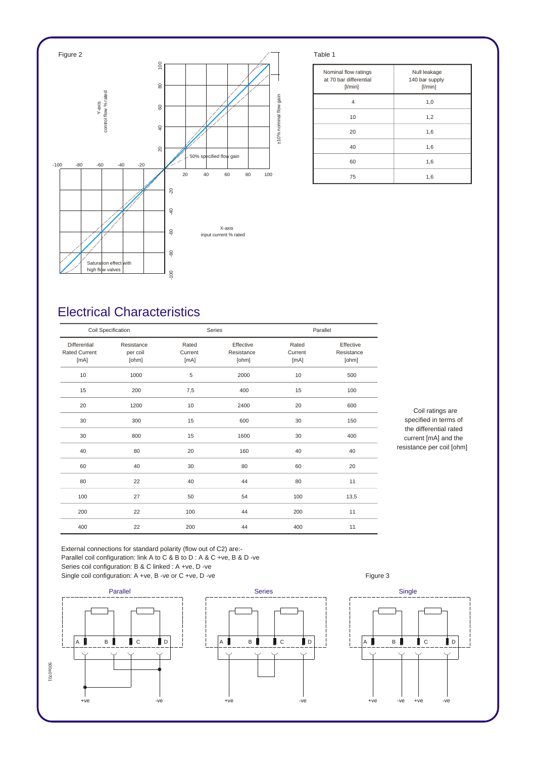Figure 2

Y-axis control flow % rated

±10% nominal flow gain

50% specified flow gain

X-axis input current % rated

Saturation effect with high flow valves

Table 1

| Nominal flow ratings at 70 bar differential [l/min] | Null leakage 140 bar supply [l/min] |
| --- | --- |
| 4 | 1,0 |
| 10 | 1,2 |
| 20 | 1,6 |
| 40 | 1,6 |
| 60 | 1,6 |
| 75 | 1,6 |

## Electrical Characteristics

| Coil Specification | | Series | | Parallel | |
| --- | --- | --- | --- | --- | --- |
| Differential Rated Current [mA] | Resistance per coil [ohm] | Rated Current [mA] | Effective Resistance [ohm] | Rated Current [mA] | Effective Resistance [ohm] |
| 10 | 1000 | 5 | 2000 | 10 | 500 |
| 15 | 200 | 7,5 | 400 | 15 | 100 |
| 20 | 1200 | 10 | 2400 | 20 | 600 |
| 30 | 300 | 15 | 600 | 30 | 150 |
| 30 | 800 | 15 | 1600 | 30 | 400 |
| 40 | 80 | 20 | 160 | 40 | 40 |
| 60 | 40 | 30 | 80 | 60 | 20 |
| 80 | 22 | 40 | 44 | 80 | 11 |
| 100 | 27 | 50 | 54 | 100 | 13,5 |
| 200 | 22 | 100 | 44 | 200 | 11 |
| 400 | 22 | 200 | 44 | 400 | 11 |

Coil ratings are specified in terms of the differential rated current [mA] and the resistance per coil [ohm]

External connections for standard polarity (flow out of C2) are:-
Parallel coil configuration: link A to C & B to D : A & C +ve, B & D -ve
Series coil configuration: B & C linked : A +ve, D -ve
Single coil configuration: A +ve, B -ve or C +ve, D -ve

Figure 3

Parallel | Series | Single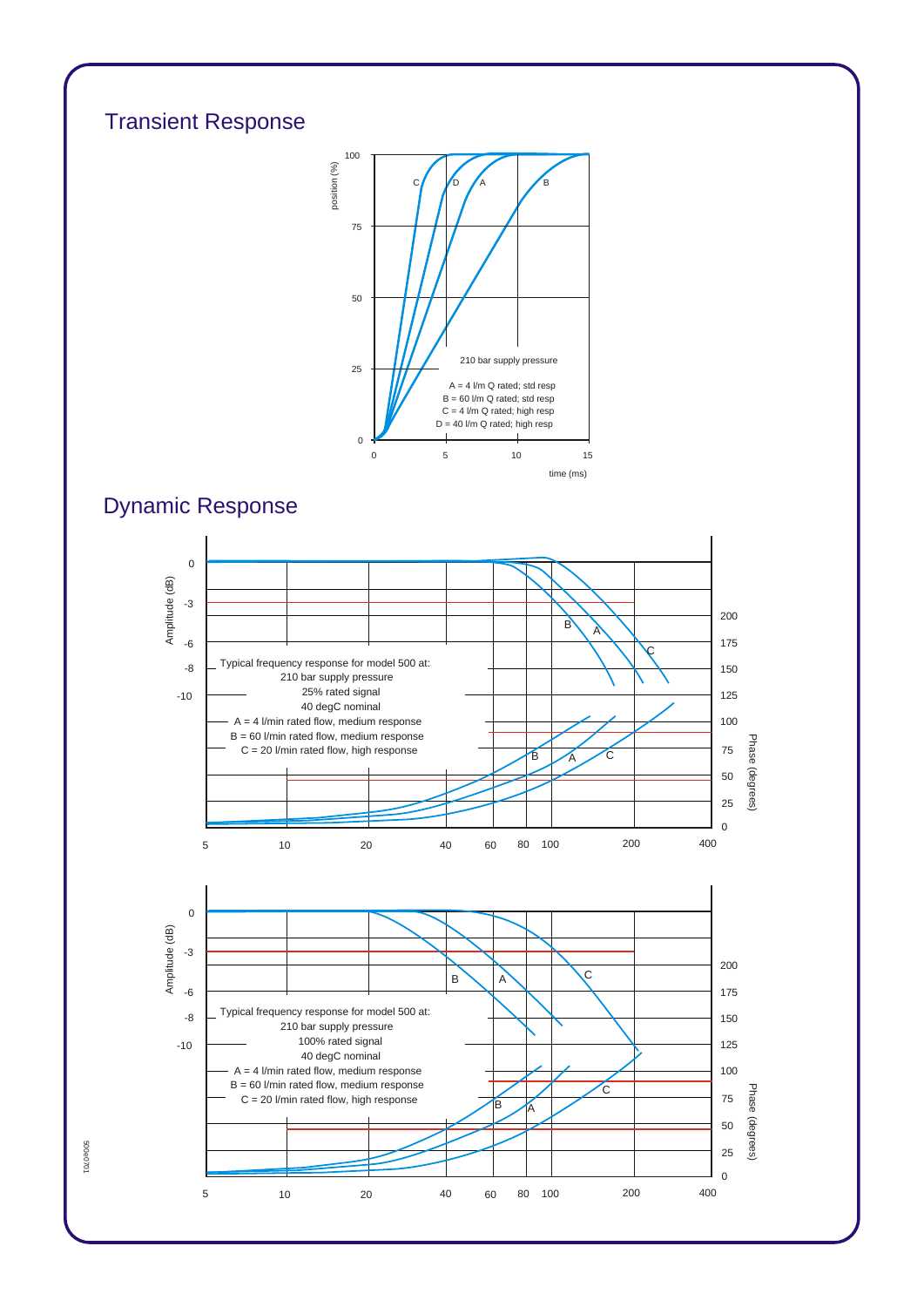## Transient Response

position (%)

100

75

50

25

0

0 5 10 15

time (ms)

C D A B

210 bar supply pressure

A = 4 l/m Q rated; std resp
B = 60 l/m Q rated; std resp
C = 4 l/m Q rated; high resp
D = 40 l/m Q rated; high resp

## Dynamic Response

Amplitude (dB)

0
-3
-6
-8
-10

Phase (degrees)

200
175
150
125
100
75
50
25
0

5 10 20 40 60 80 100 200 400

B A C

B A C

Typical frequency response for model 500 at:
210 bar supply pressure
25% rated signal
40 degC nominal
A = 4 l/min rated flow, medium response
B = 60 l/min rated flow, medium response
C = 20 l/min rated flow, high response

Amplitude (dB)

0
-3
-6
-8
-10

Phase (degrees)

200
175
150
125
100
75
50
25
0

5 10 20 40 60 80 100 200 400

B A C

B A C

Typical frequency response for model 500 at:
210 bar supply pressure
100% rated signal
40 degC nominal
A = 4 l/min rated flow, medium response
B = 60 l/min rated flow, medium response
C = 20 l/min rated flow, high response

500e0701